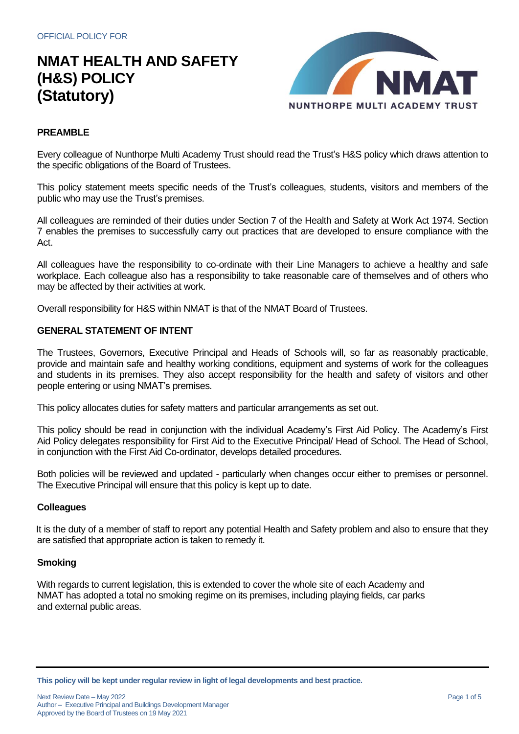OFFICIAL POLICY FOR

# NMAT HEALTH AND SAFETY (H&S) POLICY (Statutory)

NUNTHORPE MULTI ACADEMY TRUST

## PREAMBLE

Every colleague of Nunthorpe Multi Academy Trust should read the Trust's H&S policy which draws attention to the specific obligations of the Board of Trustees.

This policy statement meets specific needs of the Trust's colleagues, students, visitors and members of the public who may use the Trust's premises.

All colleagues are reminded of their duties under Section 7 of the Health and Safety at Work Act 1974. Section 7 enables the premises to successfully carry out practices that are developed to ensure compliance with the Act.

All colleagues have the responsibility to co-ordinate with their Line Managers to achieve a healthy and safe workplace. Each colleague also has a responsibility to take reasonable care of themselves and of others who may be affected by their activities at work.

Overall responsibility for H&S within NMAT is that of the NMAT Board of Trustees.

## GENERAL STATEMENT OF INTENT

The Trustees, Governors, Executive Principal and Heads of Schools will, so far as reasonably practicable, provide and maintain safe and healthy working conditions, equipment and systems of work for the colleagues and students in its premises. They also accept responsibility for the health and safety of visitors and other people entering or using NMAT's premises.

This policy allocates duties for safety matters and particular arrangements as set out.

This policy should be read in conjunction with the individual Academy's First Aid Policy. The Academy's First Aid Policy delegates responsibility for First Aid to the Executive Principal/ Head of School. The Head of School, in conjunction with the First Aid Co-ordinator, develops detailed procedures.

Both policies will be reviewed and updated - particularly when changes occur either to premises or personnel. The Executive Principal will ensure that this policy is kept up to date.

### Colleagues

It is the duty of a member of staff to report any potential Health and Safety problem and also to ensure that they are satisfied that appropriate action is taken to remedy it.

### Smoking

With regards to current legislation, this is extended to cover the whole site of each Academy and NMAT has adopted a total no smoking regime on its premises, including playing fields, car parks and external public areas.

**This policy will be kept under regular review in light of legal developments and best practice.**

Next Review Date – May 2022
Author – Executive Principal and Buildings Development Manager
Approved by the Board of Trustees on 19 May 2021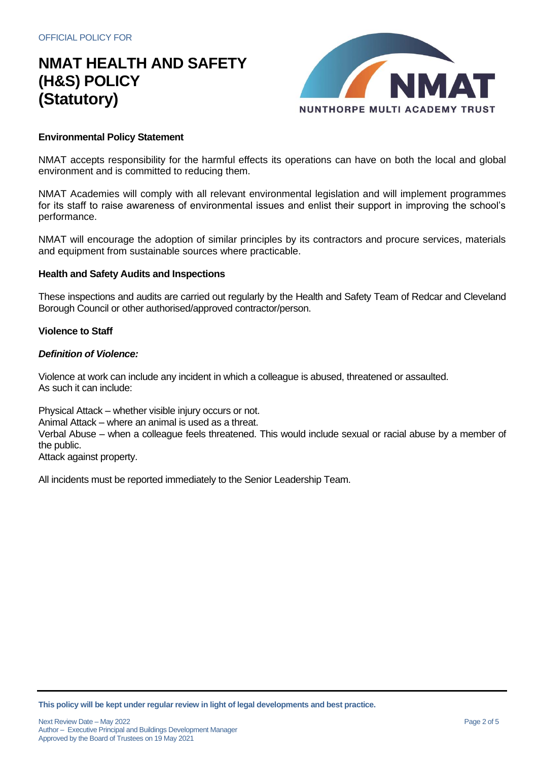OFFICIAL POLICY FOR

# NMAT HEALTH AND SAFETY (H&S) POLICY (Statutory)

### Environmental Policy Statement

NMAT accepts responsibility for the harmful effects its operations can have on both the local and global environment and is committed to reducing them.

NMAT Academies will comply with all relevant environmental legislation and will implement programmes for its staff to raise awareness of environmental issues and enlist their support in improving the school's performance.

NMAT will encourage the adoption of similar principles by its contractors and procure services, materials and equipment from sustainable sources where practicable.

### Health and Safety Audits and Inspections

These inspections and audits are carried out regularly by the Health and Safety Team of Redcar and Cleveland Borough Council or other authorised/approved contractor/person.

### Violence to Staff

***Definition of Violence:***

Violence at work can include any incident in which a colleague is abused, threatened or assaulted. As such it can include:

Physical Attack – whether visible injury occurs or not.
Animal Attack – where an animal is used as a threat.
Verbal Abuse – when a colleague feels threatened. This would include sexual or racial abuse by a member of the public.
Attack against property.

All incidents must be reported immediately to the Senior Leadership Team.

**This policy will be kept under regular review in light of legal developments and best practice.**

Next Review Date – May 2022
Author – Executive Principal and Buildings Development Manager
Approved by the Board of Trustees on 19 May 2021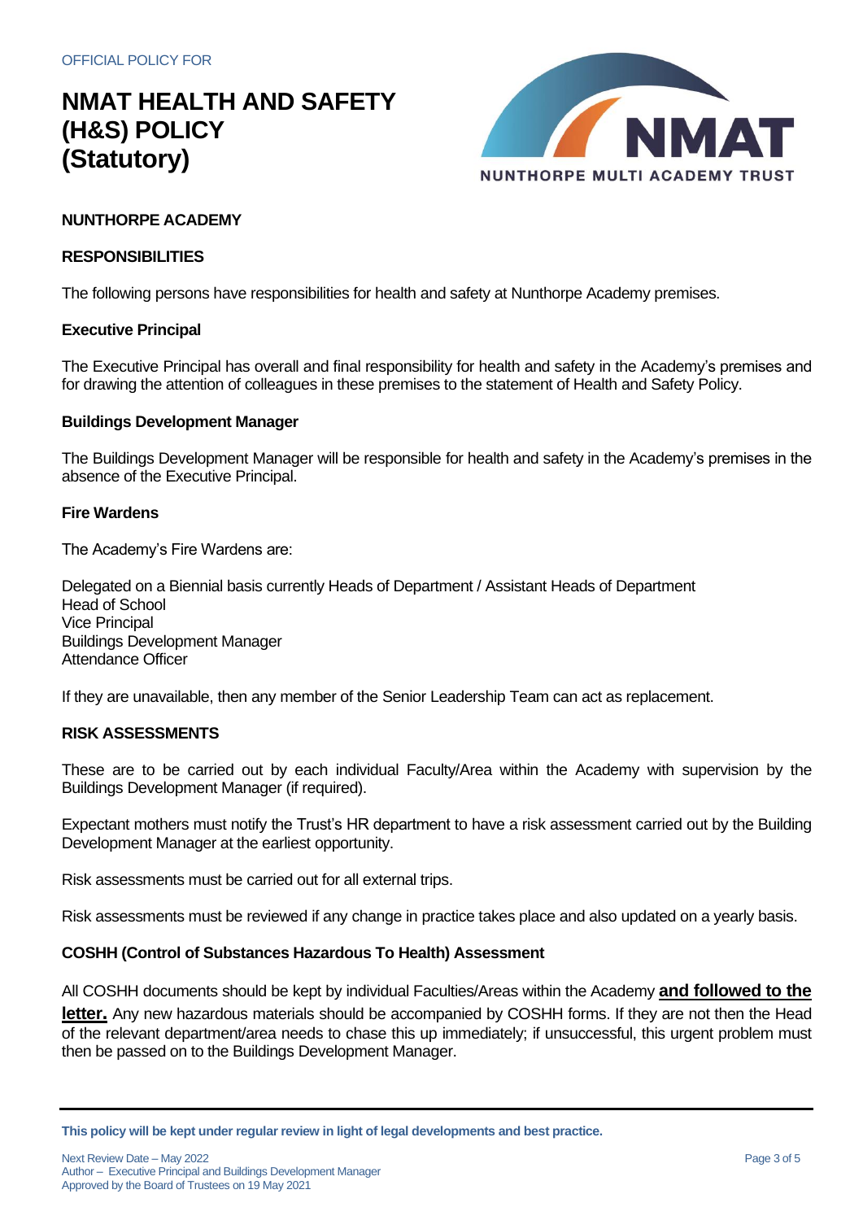OFFICIAL POLICY FOR

# NMAT HEALTH AND SAFETY (H&S) POLICY (Statutory)

**NUNTHORPE ACADEMY**

**RESPONSIBILITIES**

The following persons have responsibilities for health and safety at Nunthorpe Academy premises.

**Executive Principal**

The Executive Principal has overall and final responsibility for health and safety in the Academy's premises and for drawing the attention of colleagues in these premises to the statement of Health and Safety Policy.

**Buildings Development Manager**

The Buildings Development Manager will be responsible for health and safety in the Academy's premises in the absence of the Executive Principal.

**Fire Wardens**

The Academy's Fire Wardens are:

Delegated on a Biennial basis currently Heads of Department / Assistant Heads of Department
Head of School
Vice Principal
Buildings Development Manager
Attendance Officer

If they are unavailable, then any member of the Senior Leadership Team can act as replacement.

**RISK ASSESSMENTS**

These are to be carried out by each individual Faculty/Area within the Academy with supervision by the Buildings Development Manager (if required).

Expectant mothers must notify the Trust's HR department to have a risk assessment carried out by the Building Development Manager at the earliest opportunity.

Risk assessments must be carried out for all external trips.

Risk assessments must be reviewed if any change in practice takes place and also updated on a yearly basis.

**COSHH (Control of Substances Hazardous To Health) Assessment**

All COSHH documents should be kept by individual Faculties/Areas within the Academy **and followed to the letter.** Any new hazardous materials should be accompanied by COSHH forms. If they are not then the Head of the relevant department/area needs to chase this up immediately; if unsuccessful, this urgent problem must then be passed on to the Buildings Development Manager.

**This policy will be kept under regular review in light of legal developments and best practice.**

Next Review Date – May 2022
Author – Executive Principal and Buildings Development Manager
Approved by the Board of Trustees on 19 May 2021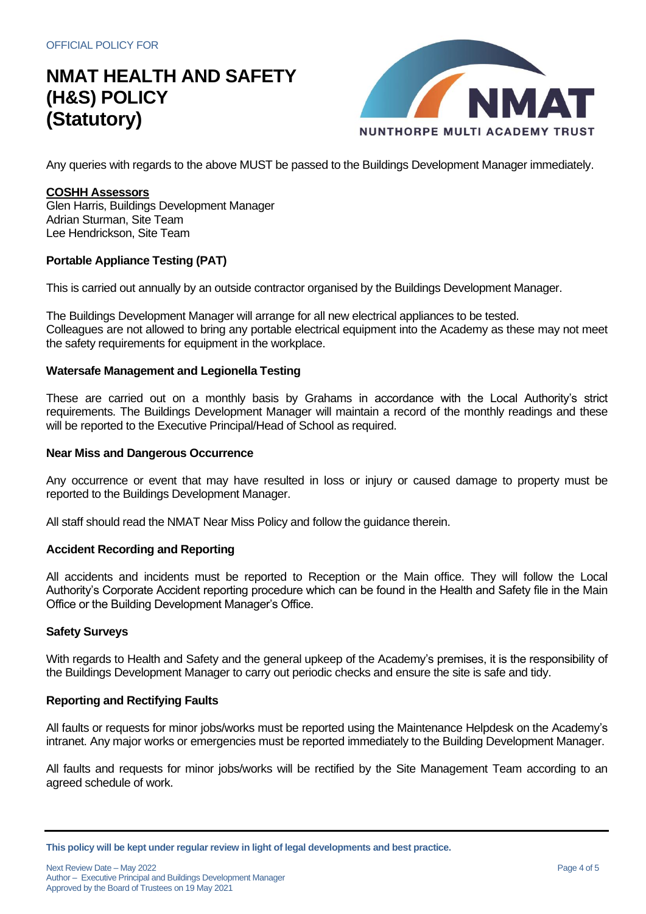Any queries with regards to the above MUST be passed to the Buildings Development Manager immediately.

**COSHH Assessors**
Glen Harris, Buildings Development Manager
Adrian Sturman, Site Team
Lee Hendrickson, Site Team

**Portable Appliance Testing (PAT)**

This is carried out annually by an outside contractor organised by the Buildings Development Manager.

The Buildings Development Manager will arrange for all new electrical appliances to be tested.
Colleagues are not allowed to bring any portable electrical equipment into the Academy as these may not meet the safety requirements for equipment in the workplace.

**Watersafe Management and Legionella Testing**

These are carried out on a monthly basis by Grahams in accordance with the Local Authority's strict requirements. The Buildings Development Manager will maintain a record of the monthly readings and these will be reported to the Executive Principal/Head of School as required.

**Near Miss and Dangerous Occurrence**

Any occurrence or event that may have resulted in loss or injury or caused damage to property must be reported to the Buildings Development Manager.

All staff should read the NMAT Near Miss Policy and follow the guidance therein.

**Accident Recording and Reporting**

All accidents and incidents must be reported to Reception or the Main office. They will follow the Local Authority's Corporate Accident reporting procedure which can be found in the Health and Safety file in the Main Office or the Building Development Manager's Office.

**Safety Surveys**

With regards to Health and Safety and the general upkeep of the Academy's premises, it is the responsibility of the Buildings Development Manager to carry out periodic checks and ensure the site is safe and tidy.

**Reporting and Rectifying Faults**

All faults or requests for minor jobs/works must be reported using the Maintenance Helpdesk on the Academy's intranet. Any major works or emergencies must be reported immediately to the Building Development Manager.

All faults and requests for minor jobs/works will be rectified by the Site Management Team according to an agreed schedule of work.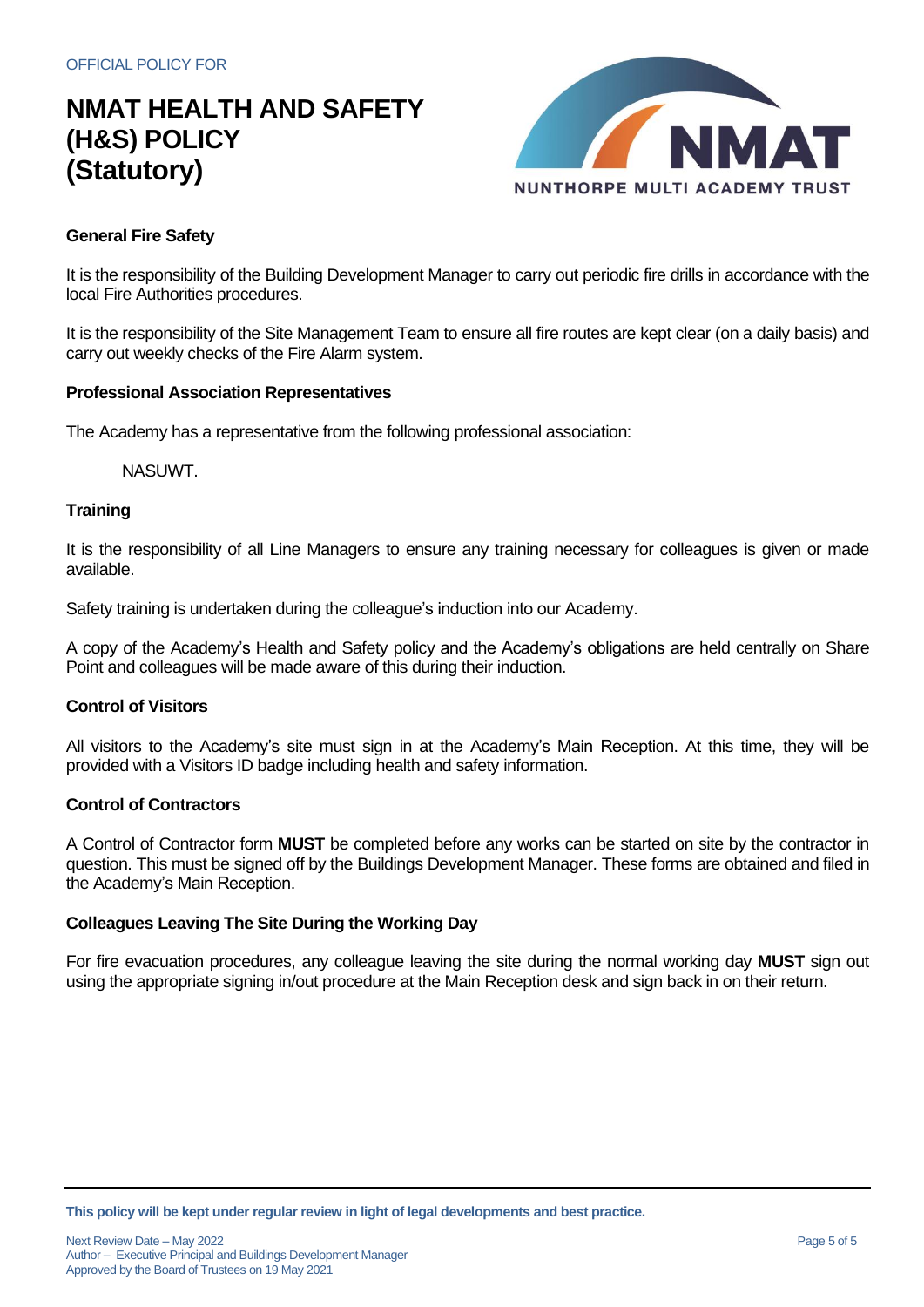## General Fire Safety

It is the responsibility of the Building Development Manager to carry out periodic fire drills in accordance with the local Fire Authorities procedures.

It is the responsibility of the Site Management Team to ensure all fire routes are kept clear (on a daily basis) and carry out weekly checks of the Fire Alarm system.

## Professional Association Representatives

The Academy has a representative from the following professional association:

NASUWT.

## Training

It is the responsibility of all Line Managers to ensure any training necessary for colleagues is given or made available.

Safety training is undertaken during the colleague's induction into our Academy.

A copy of the Academy's Health and Safety policy and the Academy's obligations are held centrally on Share Point and colleagues will be made aware of this during their induction.

## Control of Visitors

All visitors to the Academy's site must sign in at the Academy's Main Reception. At this time, they will be provided with a Visitors ID badge including health and safety information.

## Control of Contractors

A Control of Contractor form **MUST** be completed before any works can be started on site by the contractor in question. This must be signed off by the Buildings Development Manager. These forms are obtained and filed in the Academy's Main Reception.

## Colleagues Leaving The Site During the Working Day

For fire evacuation procedures, any colleague leaving the site during the normal working day **MUST** sign out using the appropriate signing in/out procedure at the Main Reception desk and sign back in on their return.